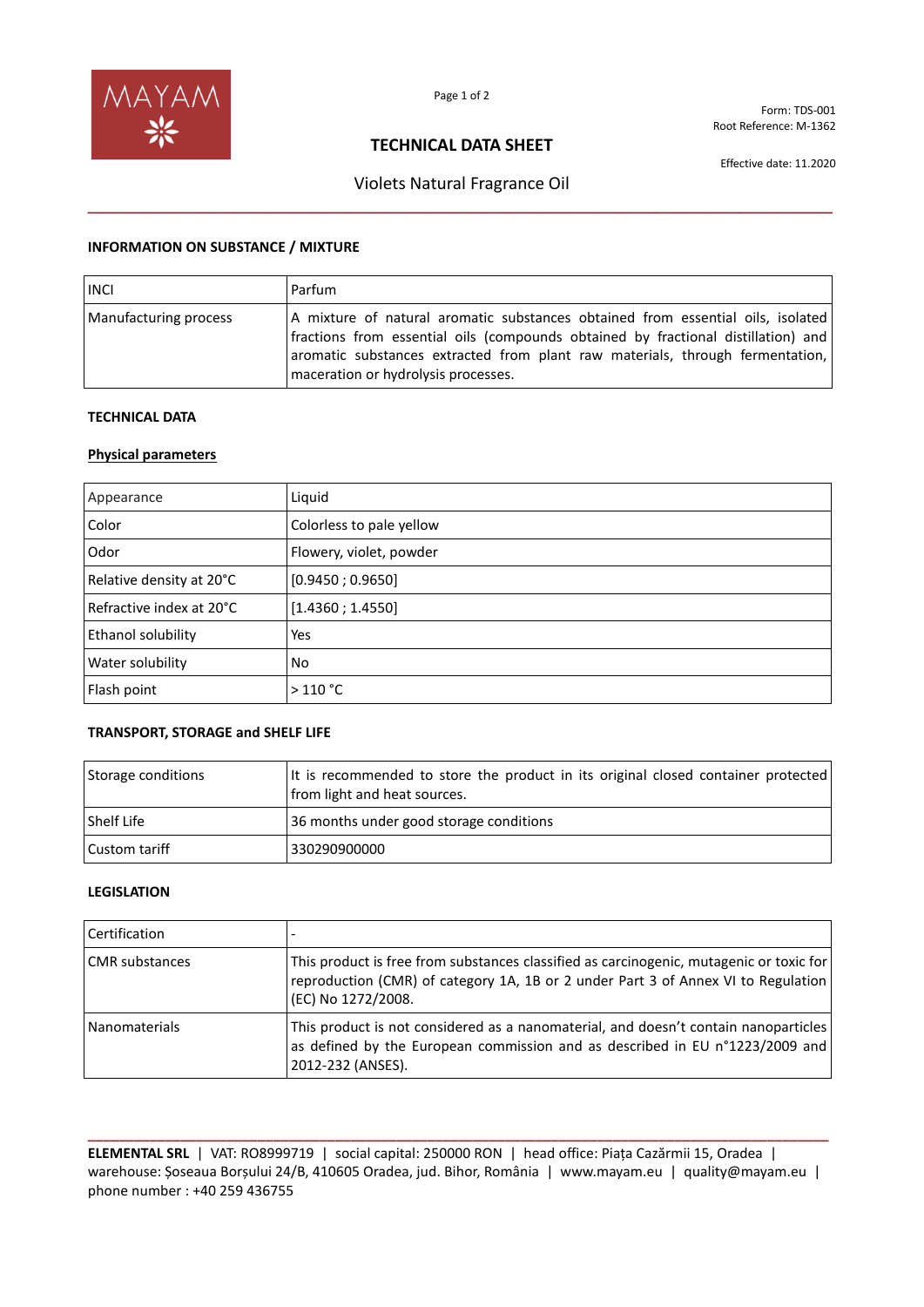Form: TDS-001
Root Reference: M-1362

# TECHNICAL DATA SHEET

Effective date: 11.2020

## Violets Natural Fragrance Oil

### INFORMATION ON SUBSTANCE / MIXTURE

| INCI | Parfum |
|---|---|
| Manufacturing process | A mixture of natural aromatic substances obtained from essential oils, isolated fractions from essential oils (compounds obtained by fractional distillation) and aromatic substances extracted from plant raw materials, through fermentation, maceration or hydrolysis processes. |

### TECHNICAL DATA

**Physical parameters**

| Appearance | Liquid |
|---|---|
| Color | Colorless to pale yellow |
| Odor | Flowery, violet, powder |
| Relative density at 20°C | [0.9450 ; 0.9650] |
| Refractive index at 20°C | [1.4360 ; 1.4550] |
| Ethanol solubility | Yes |
| Water solubility | No |
| Flash point | > 110 °C |

### TRANSPORT, STORAGE and SHELF LIFE

| Storage conditions | It is recommended to store the product in its original closed container protected from light and heat sources. |
|---|---|
| Shelf Life | 36 months under good storage conditions |
| Custom tariff | 330290900000 |

### LEGISLATION

| Certification | - |
|---|---|
| CMR substances | This product is free from substances classified as carcinogenic, mutagenic or toxic for reproduction (CMR) of category 1A, 1B or 2 under Part 3 of Annex VI to Regulation (EC) No 1272/2008. |
| Nanomaterials | This product is not considered as a nanomaterial, and doesn't contain nanoparticles as defined by the European commission and as described in EU n°1223/2009 and 2012-232 (ANSES). |

**ELEMENTAL SRL** | VAT: RO8999719 | social capital: 250000 RON | head office: Piața Cazărmii 15, Oradea | warehouse: Șoseaua Borșului 24/B, 410605 Oradea, jud. Bihor, România | www.mayam.eu | quality@mayam.eu | phone number : +40 259 436755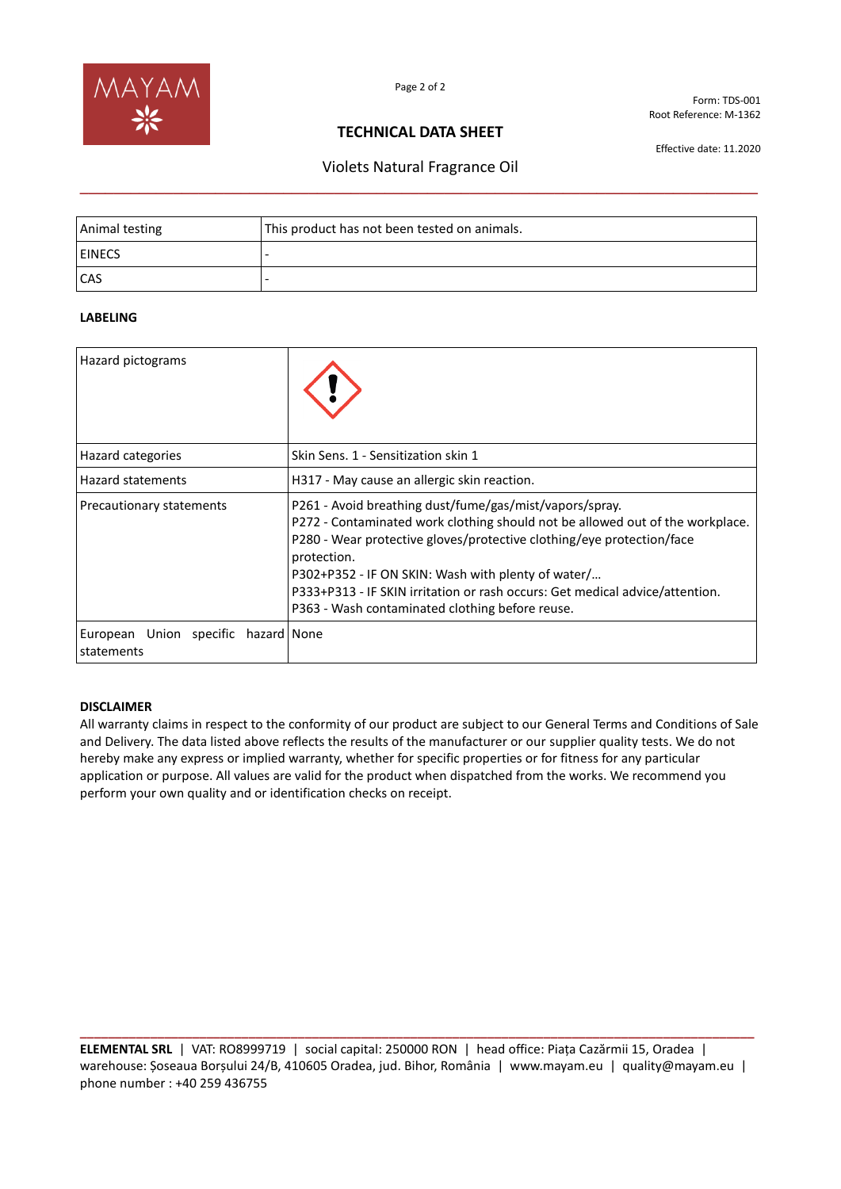# TECHNICAL DATA SHEET

Form: TDS-001
Root Reference: M-1362

Effective date: 11.2020

Violets Natural Fragrance Oil

| | |
|---|---|
| Animal testing | This product has not been tested on animals. |
| EINECS | - |
| CAS | - |

**LABELING**

| | |
|---|---|
| Hazard pictograms | |
| Hazard categories | Skin Sens. 1 - Sensitization skin 1 |
| Hazard statements | H317 - May cause an allergic skin reaction. |
| Precautionary statements | P261 - Avoid breathing dust/fume/gas/mist/vapors/spray.<br>P272 - Contaminated work clothing should not be allowed out of the workplace.<br>P280 - Wear protective gloves/protective clothing/eye protection/face protection.<br>P302+P352 - IF ON SKIN: Wash with plenty of water/…<br>P333+P313 - IF SKIN irritation or rash occurs: Get medical advice/attention.<br>P363 - Wash contaminated clothing before reuse. |
| European Union specific hazard statements | None |

**DISCLAIMER**

All warranty claims in respect to the conformity of our product are subject to our General Terms and Conditions of Sale and Delivery. The data listed above reflects the results of the manufacturer or our supplier quality tests. We do not hereby make any express or implied warranty, whether for specific properties or for fitness for any particular application or purpose. All values are valid for the product when dispatched from the works. We recommend you perform your own quality and or identification checks on receipt.

**ELEMENTAL SRL** | VAT: RO8999719 | social capital: 250000 RON | head office: Piața Cazărmii 15, Oradea | warehouse: Șoseaua Borșului 24/B, 410605 Oradea, jud. Bihor, România | www.mayam.eu | quality@mayam.eu | phone number : +40 259 436755